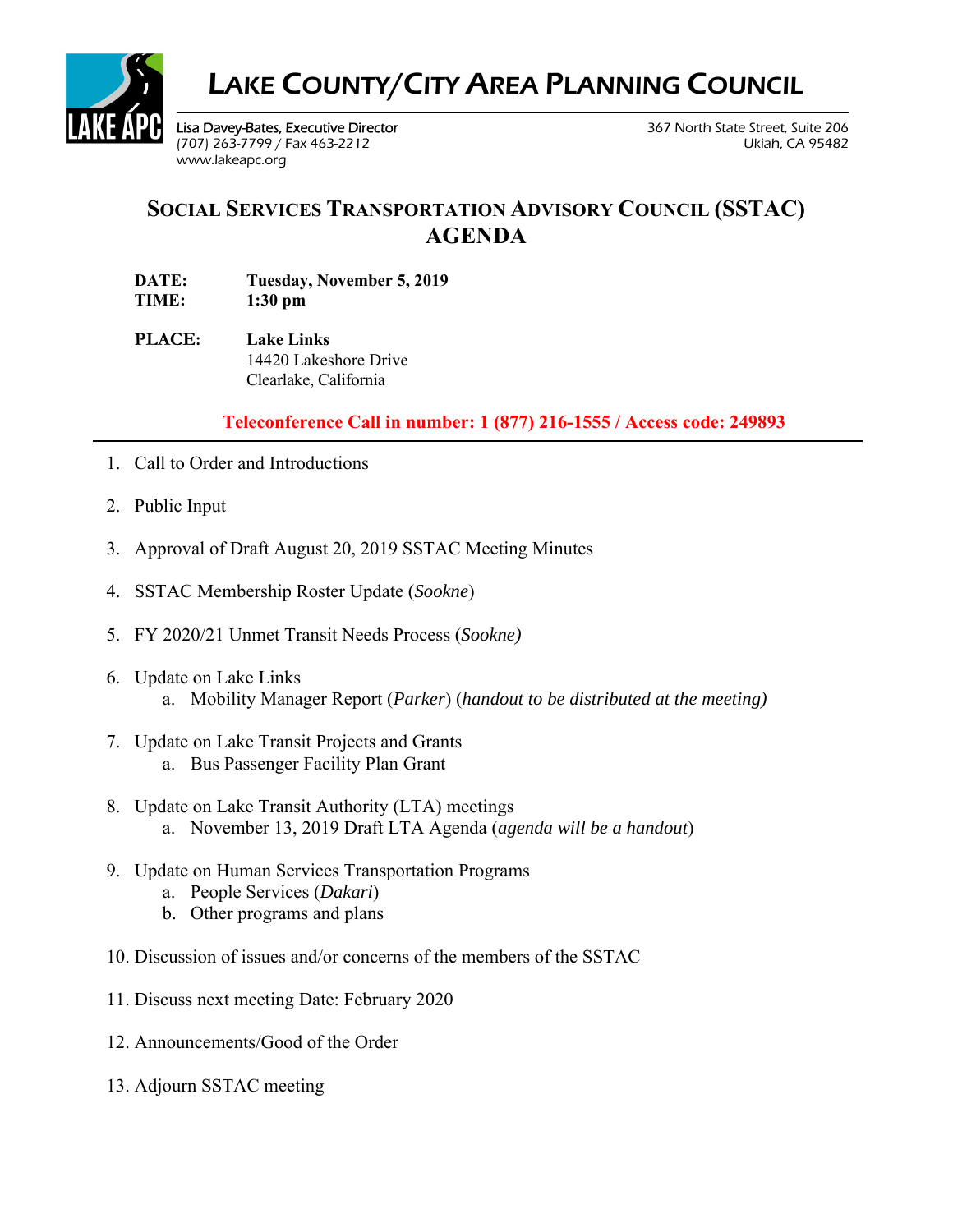# LAKE COUNTY/CITY AREA PLANNING COUNCIL

Lisa Davey-Bates, Executive Director
(707) 263-7799 / Fax 463-2212
www.lakeapc.org

367 North State Street, Suite 206
Ukiah, CA 95482

## SOCIAL SERVICES TRANSPORTATION ADVISORY COUNCIL (SSTAC) AGENDA

**DATE:** **Tuesday, November 5, 2019**
**TIME:** **1:30 pm**

**PLACE:** **Lake Links**
14420 Lakeshore Drive
Clearlake, California

**Teleconference Call in number: 1 (877) 216-1555 / Access code: 249893**

---

1. Call to Order and Introductions
2. Public Input
3. Approval of Draft August 20, 2019 SSTAC Meeting Minutes
4. SSTAC Membership Roster Update (*Sookne*)
5. FY 2020/21 Unmet Transit Needs Process (*Sookne)*
6. Update on Lake Links
   a. Mobility Manager Report (*Parker*) (*handout to be distributed at the meeting)*
7. Update on Lake Transit Projects and Grants
   a. Bus Passenger Facility Plan Grant
8. Update on Lake Transit Authority (LTA) meetings
   a. November 13, 2019 Draft LTA Agenda (*agenda will be a handout*)
9. Update on Human Services Transportation Programs
   a. People Services (*Dakari*)
   b. Other programs and plans
10. Discussion of issues and/or concerns of the members of the SSTAC
11. Discuss next meeting Date: February 2020
12. Announcements/Good of the Order
13. Adjourn SSTAC meeting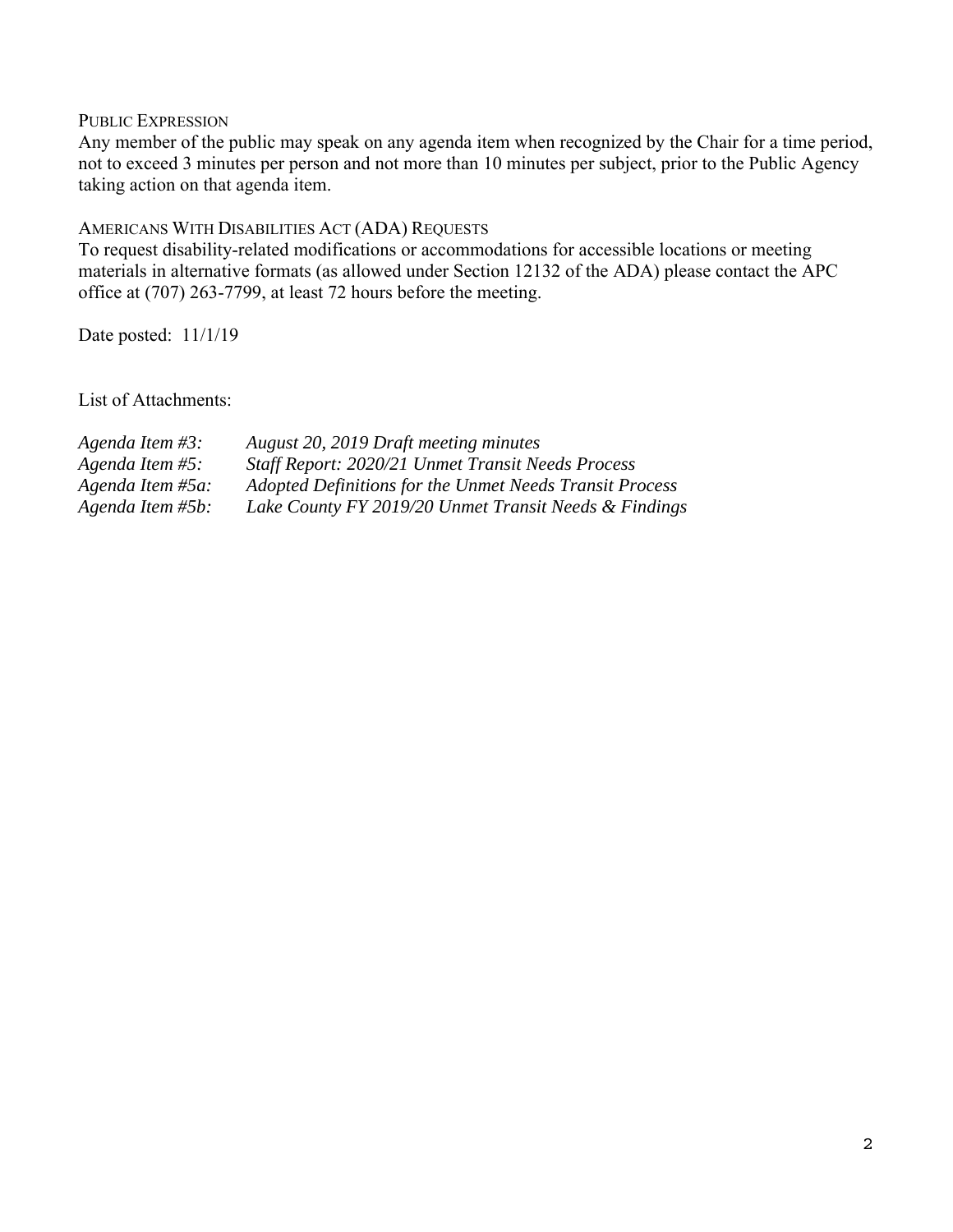PUBLIC EXPRESSION

Any member of the public may speak on any agenda item when recognized by the Chair for a time period, not to exceed 3 minutes per person and not more than 10 minutes per subject, prior to the Public Agency taking action on that agenda item.

AMERICANS WITH DISABILITIES ACT (ADA) REQUESTS

To request disability-related modifications or accommodations for accessible locations or meeting materials in alternative formats (as allowed under Section 12132 of the ADA) please contact the APC office at (707) 263-7799, at least 72 hours before the meeting.

Date posted: 11/1/19

List of Attachments:

*Agenda Item #3:* *August 20, 2019 Draft meeting minutes*
*Agenda Item #5:* *Staff Report: 2020/21 Unmet Transit Needs Process*
*Agenda Item #5a:* *Adopted Definitions for the Unmet Needs Transit Process*
*Agenda Item #5b:* *Lake County FY 2019/20 Unmet Transit Needs & Findings*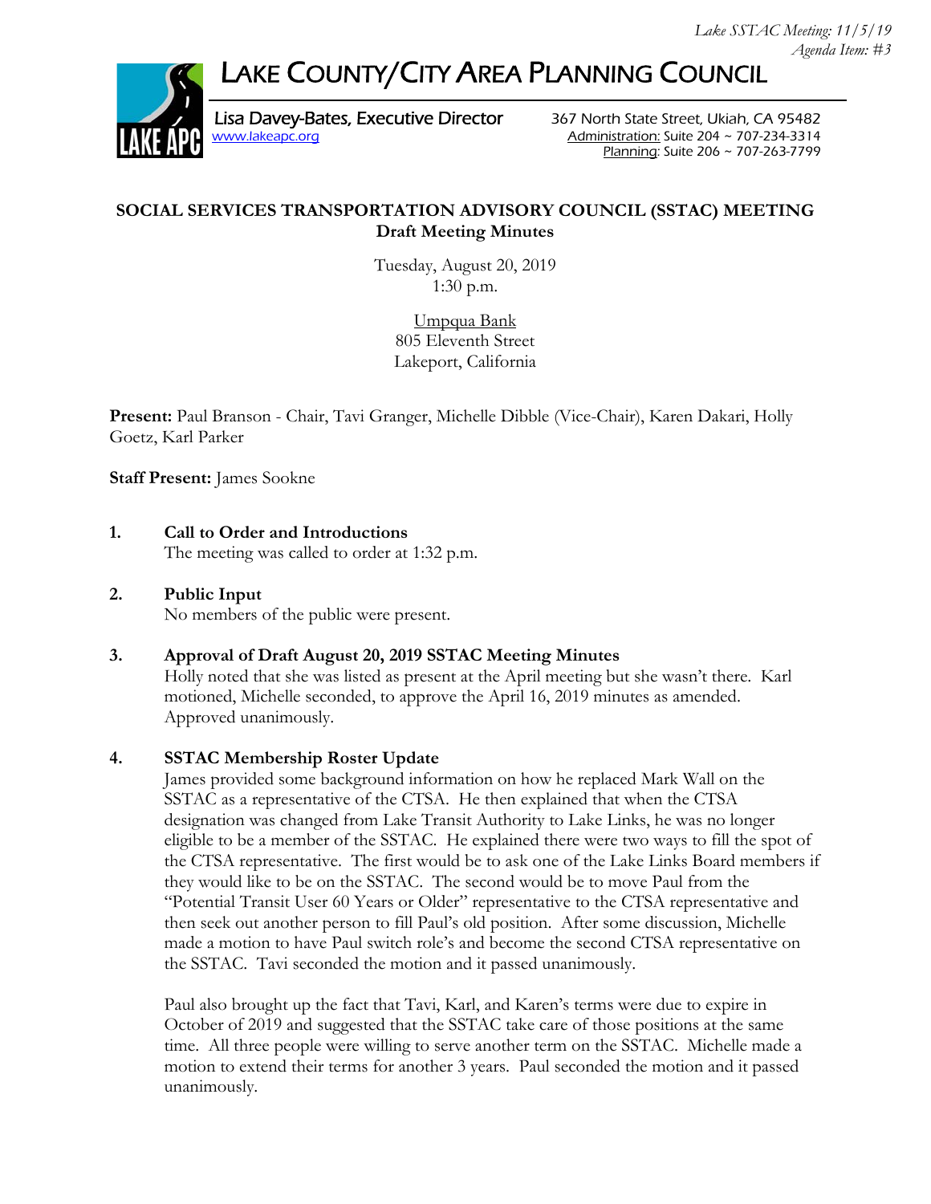# LAKE COUNTY/CITY AREA PLANNING COUNCIL

Lisa Davey-Bates, Executive Director
www.lakeapc.org

367 North State Street, Ukiah, CA 95482
Administration: Suite 204 ~ 707-234-3314
Planning: Suite 206 ~ 707-263-7799

## SOCIAL SERVICES TRANSPORTATION ADVISORY COUNCIL (SSTAC) MEETING
**Draft Meeting Minutes**

Tuesday, August 20, 2019
1:30 p.m.

Umpqua Bank
805 Eleventh Street
Lakeport, California

**Present:** Paul Branson - Chair, Tavi Granger, Michelle Dibble (Vice-Chair), Karen Dakari, Holly Goetz, Karl Parker

**Staff Present:** James Sookne

1. **Call to Order and Introductions**
   The meeting was called to order at 1:32 p.m.

2. **Public Input**
   No members of the public were present.

3. **Approval of Draft August 20, 2019 SSTAC Meeting Minutes**
   Holly noted that she was listed as present at the April meeting but she wasn't there. Karl motioned, Michelle seconded, to approve the April 16, 2019 minutes as amended. Approved unanimously.

4. **SSTAC Membership Roster Update**
   James provided some background information on how he replaced Mark Wall on the SSTAC as a representative of the CTSA. He then explained that when the CTSA designation was changed from Lake Transit Authority to Lake Links, he was no longer eligible to be a member of the SSTAC. He explained there were two ways to fill the spot of the CTSA representative. The first would be to ask one of the Lake Links Board members if they would like to be on the SSTAC. The second would be to move Paul from the "Potential Transit User 60 Years or Older" representative to the CTSA representative and then seek out another person to fill Paul's old position. After some discussion, Michelle made a motion to have Paul switch role's and become the second CTSA representative on the SSTAC. Tavi seconded the motion and it passed unanimously.

   Paul also brought up the fact that Tavi, Karl, and Karen's terms were due to expire in October of 2019 and suggested that the SSTAC take care of those positions at the same time. All three people were willing to serve another term on the SSTAC. Michelle made a motion to extend their terms for another 3 years. Paul seconded the motion and it passed unanimously.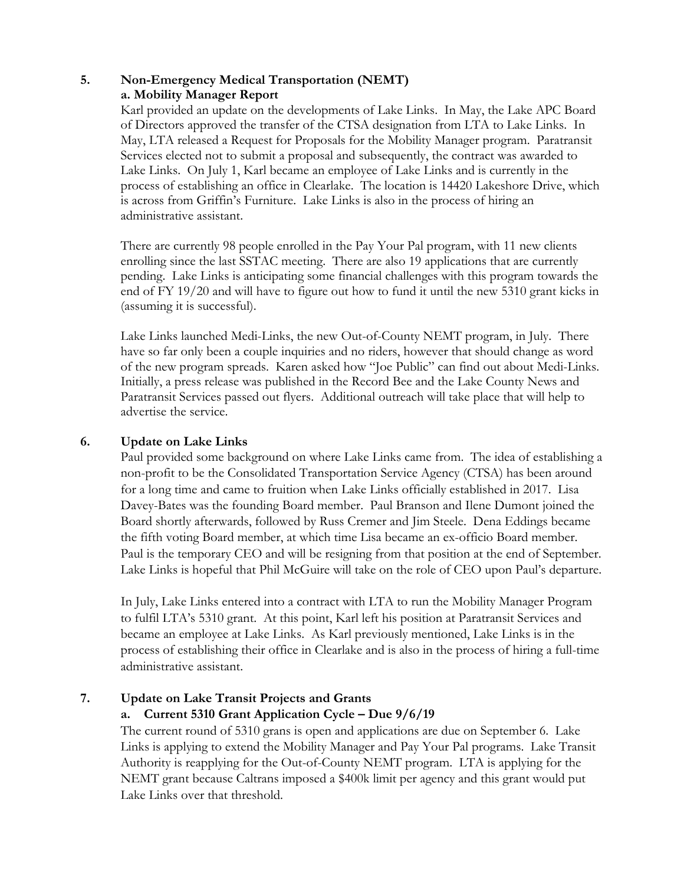**5. Non-Emergency Medical Transportation (NEMT)**

**a. Mobility Manager Report**

Karl provided an update on the developments of Lake Links. In May, the Lake APC Board of Directors approved the transfer of the CTSA designation from LTA to Lake Links. In May, LTA released a Request for Proposals for the Mobility Manager program. Paratransit Services elected not to submit a proposal and subsequently, the contract was awarded to Lake Links. On July 1, Karl became an employee of Lake Links and is currently in the process of establishing an office in Clearlake. The location is 14420 Lakeshore Drive, which is across from Griffin's Furniture. Lake Links is also in the process of hiring an administrative assistant.

There are currently 98 people enrolled in the Pay Your Pal program, with 11 new clients enrolling since the last SSTAC meeting. There are also 19 applications that are currently pending. Lake Links is anticipating some financial challenges with this program towards the end of FY 19/20 and will have to figure out how to fund it until the new 5310 grant kicks in (assuming it is successful).

Lake Links launched Medi-Links, the new Out-of-County NEMT program, in July. There have so far only been a couple inquiries and no riders, however that should change as word of the new program spreads. Karen asked how "Joe Public" can find out about Medi-Links. Initially, a press release was published in the Record Bee and the Lake County News and Paratransit Services passed out flyers. Additional outreach will take place that will help to advertise the service.

**6. Update on Lake Links**

Paul provided some background on where Lake Links came from. The idea of establishing a non-profit to be the Consolidated Transportation Service Agency (CTSA) has been around for a long time and came to fruition when Lake Links officially established in 2017. Lisa Davey-Bates was the founding Board member. Paul Branson and Ilene Dumont joined the Board shortly afterwards, followed by Russ Cremer and Jim Steele. Dena Eddings became the fifth voting Board member, at which time Lisa became an ex-officio Board member. Paul is the temporary CEO and will be resigning from that position at the end of September. Lake Links is hopeful that Phil McGuire will take on the role of CEO upon Paul's departure.

In July, Lake Links entered into a contract with LTA to run the Mobility Manager Program to fulfil LTA's 5310 grant. At this point, Karl left his position at Paratransit Services and became an employee at Lake Links. As Karl previously mentioned, Lake Links is in the process of establishing their office in Clearlake and is also in the process of hiring a full-time administrative assistant.

**7. Update on Lake Transit Projects and Grants**

**a. Current 5310 Grant Application Cycle – Due 9/6/19**

The current round of 5310 grans is open and applications are due on September 6. Lake Links is applying to extend the Mobility Manager and Pay Your Pal programs. Lake Transit Authority is reapplying for the Out-of-County NEMT program. LTA is applying for the NEMT grant because Caltrans imposed a $400k limit per agency and this grant would put Lake Links over that threshold.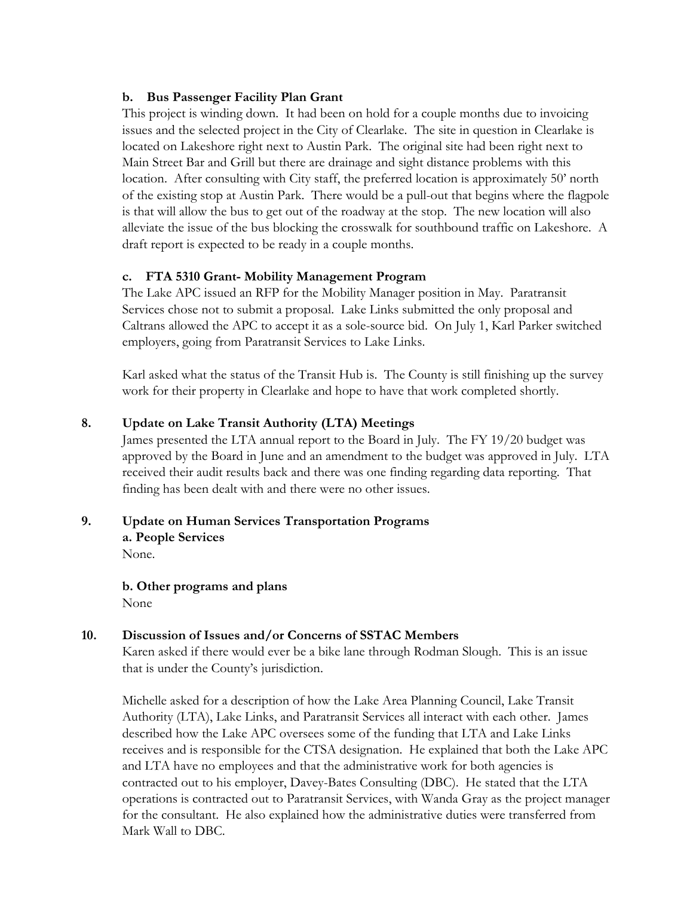### b. Bus Passenger Facility Plan Grant

This project is winding down. It had been on hold for a couple months due to invoicing issues and the selected project in the City of Clearlake. The site in question in Clearlake is located on Lakeshore right next to Austin Park. The original site had been right next to Main Street Bar and Grill but there are drainage and sight distance problems with this location. After consulting with City staff, the preferred location is approximately 50' north of the existing stop at Austin Park. There would be a pull-out that begins where the flagpole is that will allow the bus to get out of the roadway at the stop. The new location will also alleviate the issue of the bus blocking the crosswalk for southbound traffic on Lakeshore. A draft report is expected to be ready in a couple months.

### c. FTA 5310 Grant- Mobility Management Program

The Lake APC issued an RFP for the Mobility Manager position in May. Paratransit Services chose not to submit a proposal. Lake Links submitted the only proposal and Caltrans allowed the APC to accept it as a sole-source bid. On July 1, Karl Parker switched employers, going from Paratransit Services to Lake Links.

Karl asked what the status of the Transit Hub is. The County is still finishing up the survey work for their property in Clearlake and hope to have that work completed shortly.

## 8. Update on Lake Transit Authority (LTA) Meetings

James presented the LTA annual report to the Board in July. The FY 19/20 budget was approved by the Board in June and an amendment to the budget was approved in July. LTA received their audit results back and there was one finding regarding data reporting. That finding has been dealt with and there were no other issues.

## 9. Update on Human Services Transportation Programs

**a. People Services**

None.

**b. Other programs and plans**

None

## 10. Discussion of Issues and/or Concerns of SSTAC Members

Karen asked if there would ever be a bike lane through Rodman Slough. This is an issue that is under the County's jurisdiction.

Michelle asked for a description of how the Lake Area Planning Council, Lake Transit Authority (LTA), Lake Links, and Paratransit Services all interact with each other. James described how the Lake APC oversees some of the funding that LTA and Lake Links receives and is responsible for the CTSA designation. He explained that both the Lake APC and LTA have no employees and that the administrative work for both agencies is contracted out to his employer, Davey-Bates Consulting (DBC). He stated that the LTA operations is contracted out to Paratransit Services, with Wanda Gray as the project manager for the consultant. He also explained how the administrative duties were transferred from Mark Wall to DBC.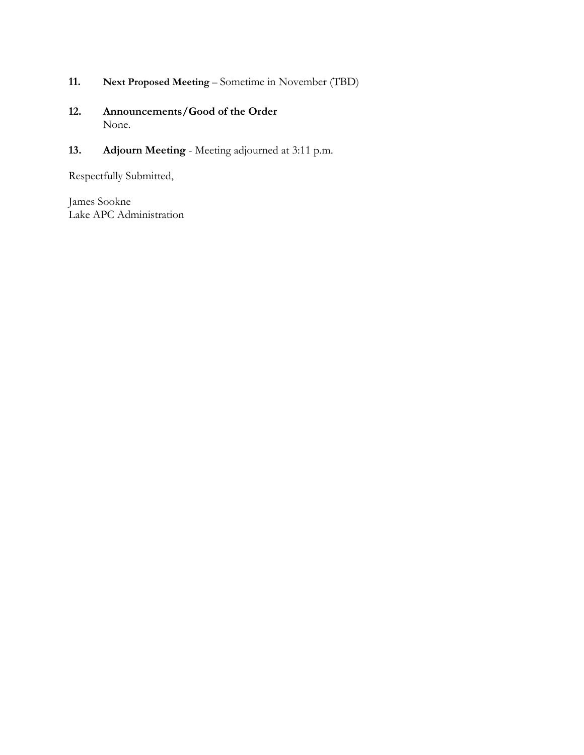11. **Next Proposed Meeting** – Sometime in November (TBD)

12. **Announcements/Good of the Order**
    None.

13. **Adjourn Meeting** - Meeting adjourned at 3:11 p.m.

Respectfully Submitted,

James Sookne
Lake APC Administration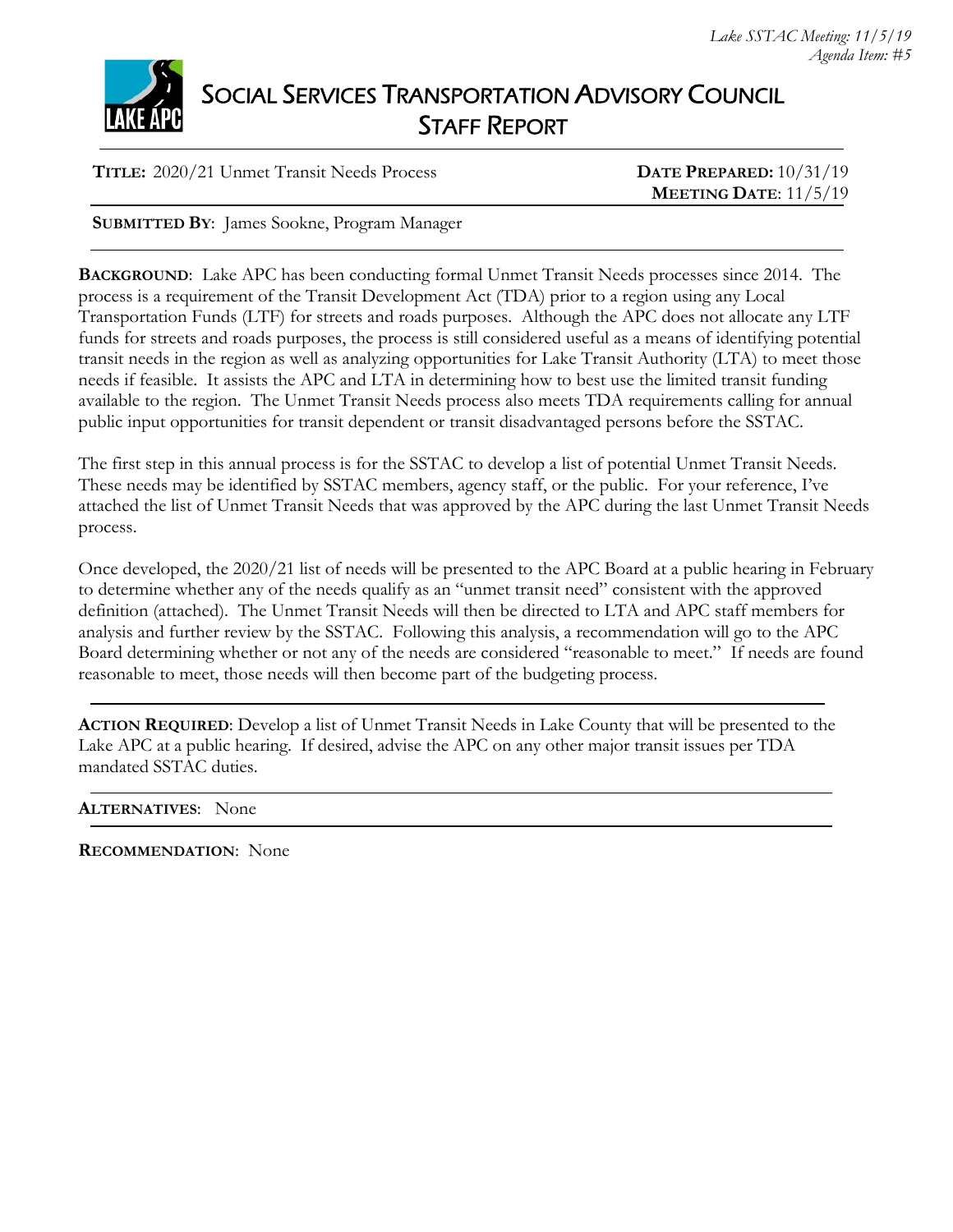*Lake SSTAC Meeting: 11/5/19*
*Agenda Item: #5*

# SOCIAL SERVICES TRANSPORTATION ADVISORY COUNCIL STAFF REPORT

**TITLE:** 2020/21 Unmet Transit Needs Process

**DATE PREPARED:** 10/31/19
**MEETING DATE**: 11/5/19

**SUBMITTED BY**: James Sookne, Program Manager

**BACKGROUND**: Lake APC has been conducting formal Unmet Transit Needs processes since 2014. The process is a requirement of the Transit Development Act (TDA) prior to a region using any Local Transportation Funds (LTF) for streets and roads purposes. Although the APC does not allocate any LTF funds for streets and roads purposes, the process is still considered useful as a means of identifying potential transit needs in the region as well as analyzing opportunities for Lake Transit Authority (LTA) to meet those needs if feasible. It assists the APC and LTA in determining how to best use the limited transit funding available to the region. The Unmet Transit Needs process also meets TDA requirements calling for annual public input opportunities for transit dependent or transit disadvantaged persons before the SSTAC.

The first step in this annual process is for the SSTAC to develop a list of potential Unmet Transit Needs. These needs may be identified by SSTAC members, agency staff, or the public. For your reference, I've attached the list of Unmet Transit Needs that was approved by the APC during the last Unmet Transit Needs process.

Once developed, the 2020/21 list of needs will be presented to the APC Board at a public hearing in February to determine whether any of the needs qualify as an "unmet transit need" consistent with the approved definition (attached). The Unmet Transit Needs will then be directed to LTA and APC staff members for analysis and further review by the SSTAC. Following this analysis, a recommendation will go to the APC Board determining whether or not any of the needs are considered "reasonable to meet." If needs are found reasonable to meet, those needs will then become part of the budgeting process.

**ACTION REQUIRED**: Develop a list of Unmet Transit Needs in Lake County that will be presented to the Lake APC at a public hearing. If desired, advise the APC on any other major transit issues per TDA mandated SSTAC duties.

**ALTERNATIVES**: None

**RECOMMENDATION**: None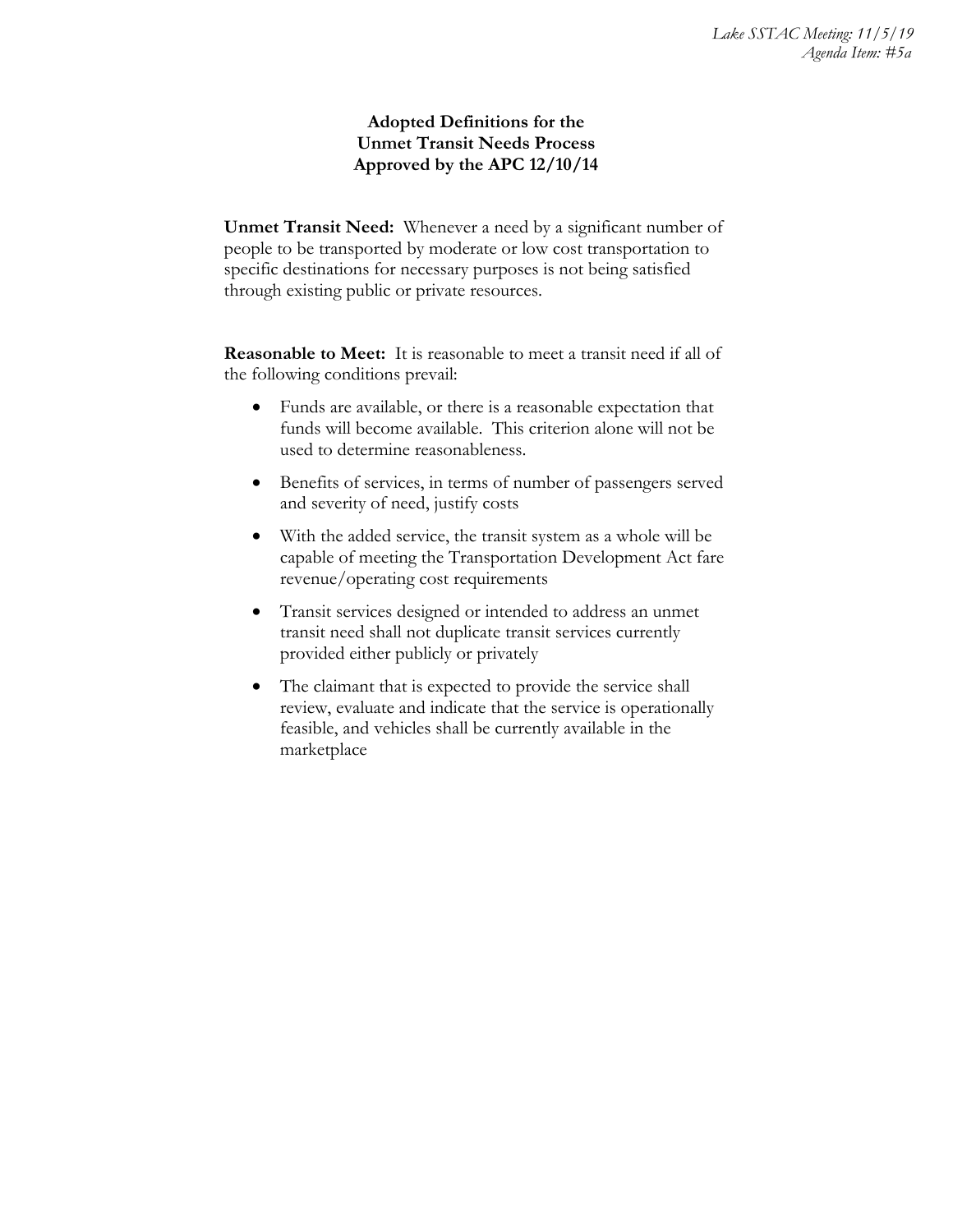**Adopted Definitions for the Unmet Transit Needs Process Approved by the APC 12/10/14**

**Unmet Transit Need:** Whenever a need by a significant number of people to be transported by moderate or low cost transportation to specific destinations for necessary purposes is not being satisfied through existing public or private resources.

**Reasonable to Meet:** It is reasonable to meet a transit need if all of the following conditions prevail:

- Funds are available, or there is a reasonable expectation that funds will become available. This criterion alone will not be used to determine reasonableness.
- Benefits of services, in terms of number of passengers served and severity of need, justify costs
- With the added service, the transit system as a whole will be capable of meeting the Transportation Development Act fare revenue/operating cost requirements
- Transit services designed or intended to address an unmet transit need shall not duplicate transit services currently provided either publicly or privately
- The claimant that is expected to provide the service shall review, evaluate and indicate that the service is operationally feasible, and vehicles shall be currently available in the marketplace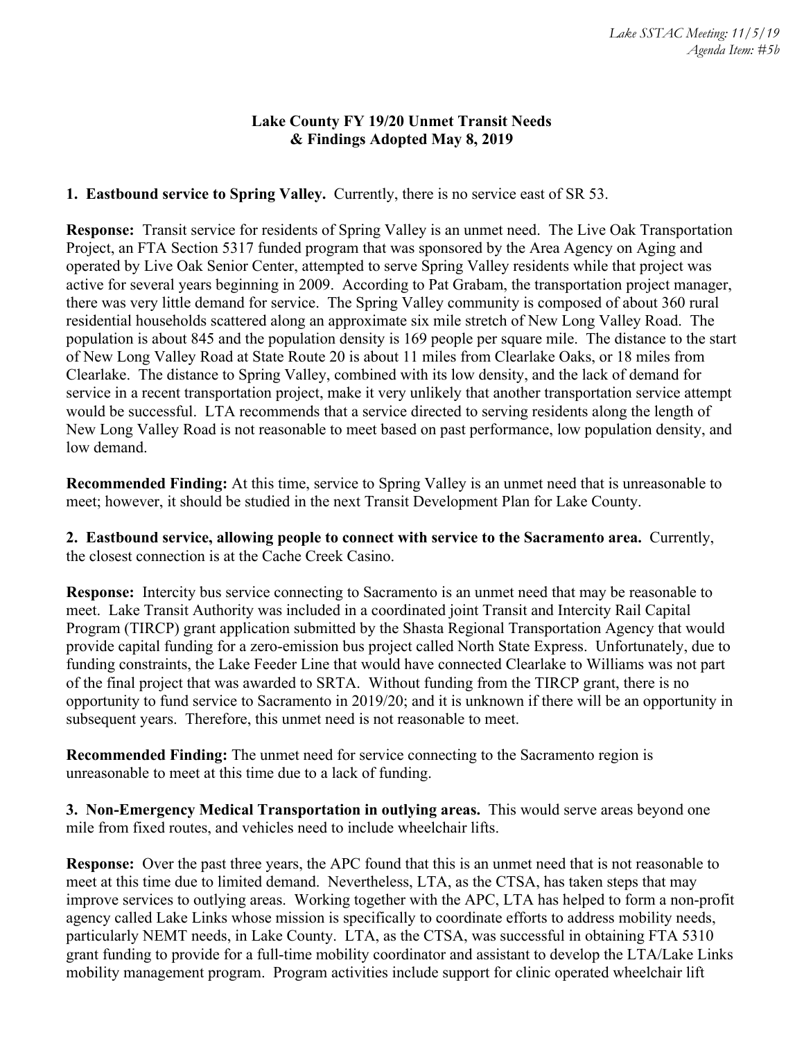**Lake County FY 19/20 Unmet Transit Needs & Findings Adopted May 8, 2019**

**1. Eastbound service to Spring Valley.** Currently, there is no service east of SR 53.

**Response:** Transit service for residents of Spring Valley is an unmet need. The Live Oak Transportation Project, an FTA Section 5317 funded program that was sponsored by the Area Agency on Aging and operated by Live Oak Senior Center, attempted to serve Spring Valley residents while that project was active for several years beginning in 2009. According to Pat Grabam, the transportation project manager, there was very little demand for service. The Spring Valley community is composed of about 360 rural residential households scattered along an approximate six mile stretch of New Long Valley Road. The population is about 845 and the population density is 169 people per square mile. The distance to the start of New Long Valley Road at State Route 20 is about 11 miles from Clearlake Oaks, or 18 miles from Clearlake. The distance to Spring Valley, combined with its low density, and the lack of demand for service in a recent transportation project, make it very unlikely that another transportation service attempt would be successful. LTA recommends that a service directed to serving residents along the length of New Long Valley Road is not reasonable to meet based on past performance, low population density, and low demand.

**Recommended Finding:** At this time, service to Spring Valley is an unmet need that is unreasonable to meet; however, it should be studied in the next Transit Development Plan for Lake County.

**2. Eastbound service, allowing people to connect with service to the Sacramento area.** Currently, the closest connection is at the Cache Creek Casino.

**Response:** Intercity bus service connecting to Sacramento is an unmet need that may be reasonable to meet. Lake Transit Authority was included in a coordinated joint Transit and Intercity Rail Capital Program (TIRCP) grant application submitted by the Shasta Regional Transportation Agency that would provide capital funding for a zero-emission bus project called North State Express. Unfortunately, due to funding constraints, the Lake Feeder Line that would have connected Clearlake to Williams was not part of the final project that was awarded to SRTA. Without funding from the TIRCP grant, there is no opportunity to fund service to Sacramento in 2019/20; and it is unknown if there will be an opportunity in subsequent years. Therefore, this unmet need is not reasonable to meet.

**Recommended Finding:** The unmet need for service connecting to the Sacramento region is unreasonable to meet at this time due to a lack of funding.

**3. Non-Emergency Medical Transportation in outlying areas.** This would serve areas beyond one mile from fixed routes, and vehicles need to include wheelchair lifts.

**Response:** Over the past three years, the APC found that this is an unmet need that is not reasonable to meet at this time due to limited demand. Nevertheless, LTA, as the CTSA, has taken steps that may improve services to outlying areas. Working together with the APC, LTA has helped to form a non-profit agency called Lake Links whose mission is specifically to coordinate efforts to address mobility needs, particularly NEMT needs, in Lake County. LTA, as the CTSA, was successful in obtaining FTA 5310 grant funding to provide for a full-time mobility coordinator and assistant to develop the LTA/Lake Links mobility management program. Program activities include support for clinic operated wheelchair lift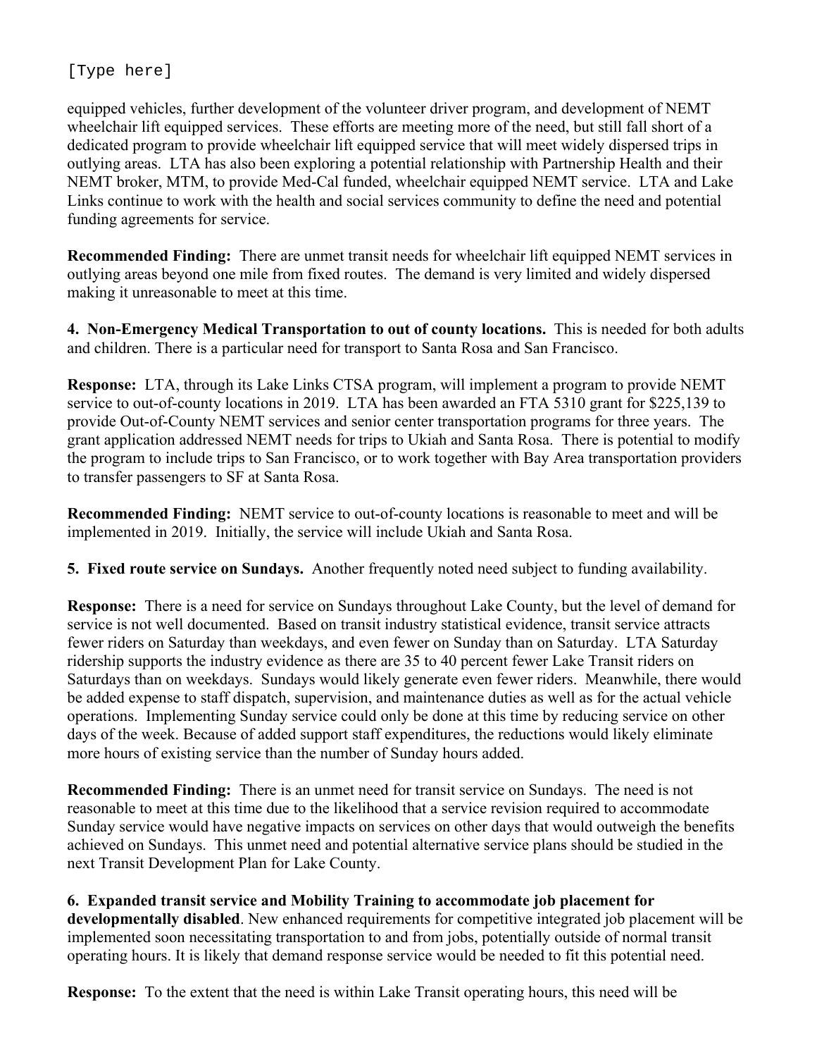equipped vehicles, further development of the volunteer driver program, and development of NEMT wheelchair lift equipped services. These efforts are meeting more of the need, but still fall short of a dedicated program to provide wheelchair lift equipped service that will meet widely dispersed trips in outlying areas. LTA has also been exploring a potential relationship with Partnership Health and their NEMT broker, MTM, to provide Med-Cal funded, wheelchair equipped NEMT service. LTA and Lake Links continue to work with the health and social services community to define the need and potential funding agreements for service.

**Recommended Finding:** There are unmet transit needs for wheelchair lift equipped NEMT services in outlying areas beyond one mile from fixed routes. The demand is very limited and widely dispersed making it unreasonable to meet at this time.

**4. Non-Emergency Medical Transportation to out of county locations.** This is needed for both adults and children. There is a particular need for transport to Santa Rosa and San Francisco.

**Response:** LTA, through its Lake Links CTSA program, will implement a program to provide NEMT service to out-of-county locations in 2019. LTA has been awarded an FTA 5310 grant for $225,139 to provide Out-of-County NEMT services and senior center transportation programs for three years. The grant application addressed NEMT needs for trips to Ukiah and Santa Rosa. There is potential to modify the program to include trips to San Francisco, or to work together with Bay Area transportation providers to transfer passengers to SF at Santa Rosa.

**Recommended Finding:** NEMT service to out-of-county locations is reasonable to meet and will be implemented in 2019. Initially, the service will include Ukiah and Santa Rosa.

**5. Fixed route service on Sundays.** Another frequently noted need subject to funding availability.

**Response:** There is a need for service on Sundays throughout Lake County, but the level of demand for service is not well documented. Based on transit industry statistical evidence, transit service attracts fewer riders on Saturday than weekdays, and even fewer on Sunday than on Saturday. LTA Saturday ridership supports the industry evidence as there are 35 to 40 percent fewer Lake Transit riders on Saturdays than on weekdays. Sundays would likely generate even fewer riders. Meanwhile, there would be added expense to staff dispatch, supervision, and maintenance duties as well as for the actual vehicle operations. Implementing Sunday service could only be done at this time by reducing service on other days of the week. Because of added support staff expenditures, the reductions would likely eliminate more hours of existing service than the number of Sunday hours added.

**Recommended Finding:** There is an unmet need for transit service on Sundays. The need is not reasonable to meet at this time due to the likelihood that a service revision required to accommodate Sunday service would have negative impacts on services on other days that would outweigh the benefits achieved on Sundays. This unmet need and potential alternative service plans should be studied in the next Transit Development Plan for Lake County.

**6. Expanded transit service and Mobility Training to accommodate job placement for developmentally disabled**. New enhanced requirements for competitive integrated job placement will be implemented soon necessitating transportation to and from jobs, potentially outside of normal transit operating hours. It is likely that demand response service would be needed to fit this potential need.

**Response:** To the extent that the need is within Lake Transit operating hours, this need will be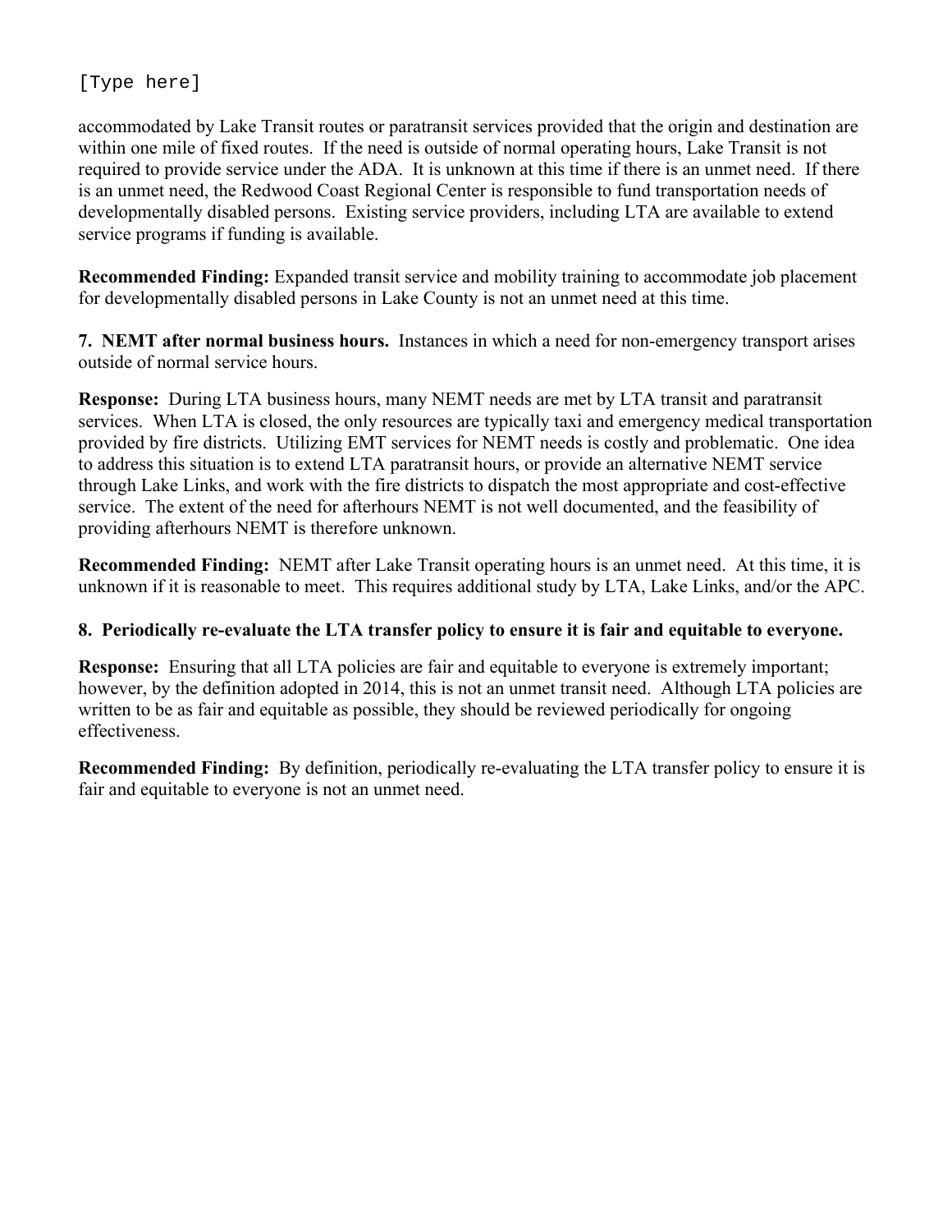accommodated by Lake Transit routes or paratransit services provided that the origin and destination are within one mile of fixed routes. If the need is outside of normal operating hours, Lake Transit is not required to provide service under the ADA. It is unknown at this time if there is an unmet need. If there is an unmet need, the Redwood Coast Regional Center is responsible to fund transportation needs of developmentally disabled persons. Existing service providers, including LTA are available to extend service programs if funding is available.

**Recommended Finding:** Expanded transit service and mobility training to accommodate job placement for developmentally disabled persons in Lake County is not an unmet need at this time.

**7. NEMT after normal business hours.** Instances in which a need for non-emergency transport arises outside of normal service hours.

**Response:** During LTA business hours, many NEMT needs are met by LTA transit and paratransit services. When LTA is closed, the only resources are typically taxi and emergency medical transportation provided by fire districts. Utilizing EMT services for NEMT needs is costly and problematic. One idea to address this situation is to extend LTA paratransit hours, or provide an alternative NEMT service through Lake Links, and work with the fire districts to dispatch the most appropriate and cost-effective service. The extent of the need for afterhours NEMT is not well documented, and the feasibility of providing afterhours NEMT is therefore unknown.

**Recommended Finding:** NEMT after Lake Transit operating hours is an unmet need. At this time, it is unknown if it is reasonable to meet. This requires additional study by LTA, Lake Links, and/or the APC.

**8. Periodically re-evaluate the LTA transfer policy to ensure it is fair and equitable to everyone.**

**Response:** Ensuring that all LTA policies are fair and equitable to everyone is extremely important; however, by the definition adopted in 2014, this is not an unmet transit need. Although LTA policies are written to be as fair and equitable as possible, they should be reviewed periodically for ongoing effectiveness.

**Recommended Finding:** By definition, periodically re-evaluating the LTA transfer policy to ensure it is fair and equitable to everyone is not an unmet need.